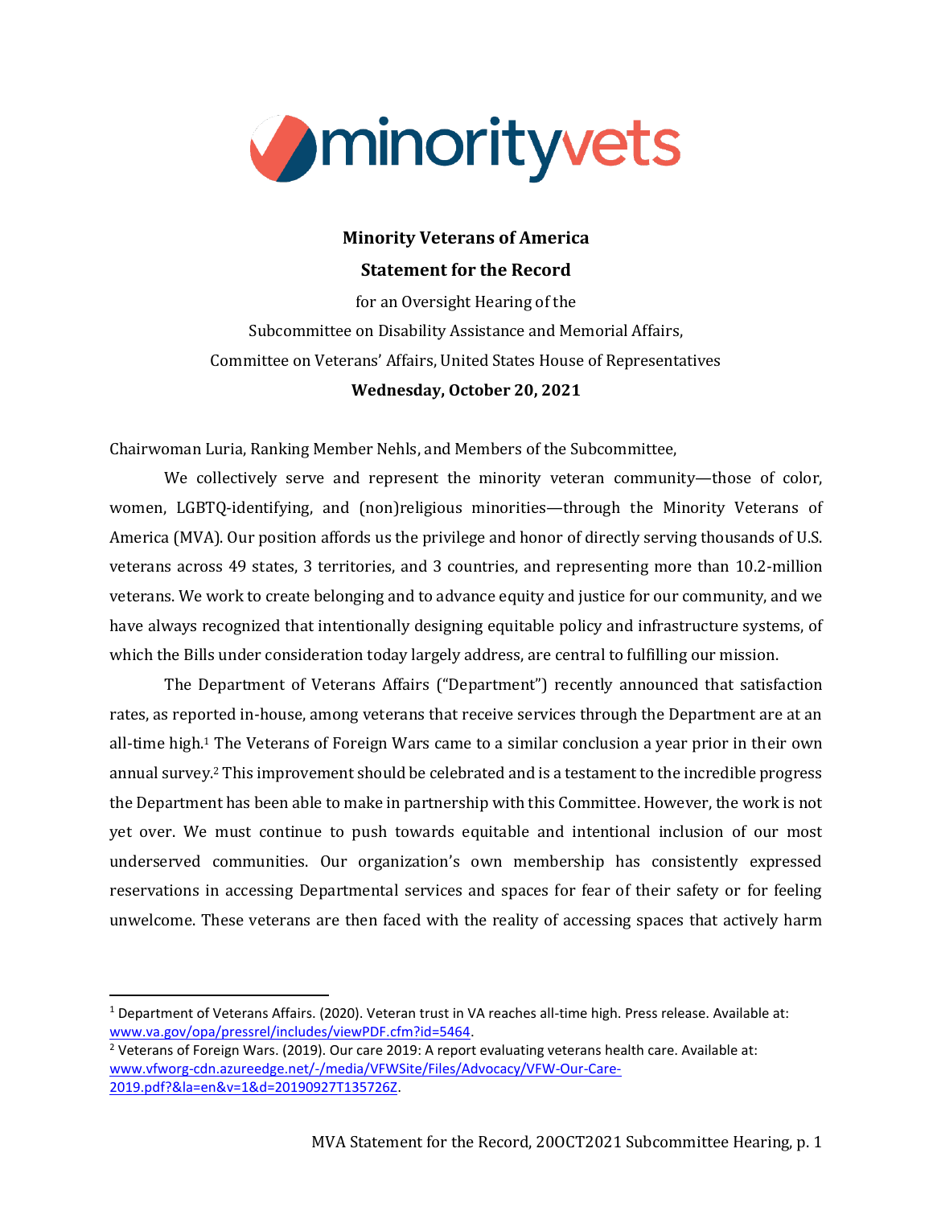minorityvets

**Minority Veterans of America**

**Statement for the Record**

for an Oversight Hearing of the

Subcommittee on Disability Assistance and Memorial Affairs,

Committee on Veterans' Affairs, United States House of Representatives

**Wednesday, October 20, 2021**

Chairwoman Luria, Ranking Member Nehls, and Members of the Subcommittee,

We collectively serve and represent the minority veteran community—those of color, women, LGBTQ-identifying, and (non)religious minorities—through the Minority Veterans of America (MVA). Our position affords us the privilege and honor of directly serving thousands of U.S. veterans across 49 states, 3 territories, and 3 countries, and representing more than 10.2-million veterans. We work to create belonging and to advance equity and justice for our community, and we have always recognized that intentionally designing equitable policy and infrastructure systems, of which the Bills under consideration today largely address, are central to fulfilling our mission.

The Department of Veterans Affairs ("Department") recently announced that satisfaction rates, as reported in-house, among veterans that receive services through the Department are at an all-time high.[1] The Veterans of Foreign Wars came to a similar conclusion a year prior in their own annual survey.[2] This improvement should be celebrated and is a testament to the incredible progress the Department has been able to make in partnership with this Committee. However, the work is not yet over. We must continue to push towards equitable and intentional inclusion of our most underserved communities. Our organization's own membership has consistently expressed reservations in accessing Departmental services and spaces for fear of their safety or for feeling unwelcome. These veterans are then faced with the reality of accessing spaces that actively harm

---

[1] Department of Veterans Affairs. (2020). Veteran trust in VA reaches all-time high. Press release. Available at: www.va.gov/opa/pressrel/includes/viewPDF.cfm?id=5464.

[2] Veterans of Foreign Wars. (2019). Our care 2019: A report evaluating veterans health care. Available at: www.vfworg-cdn.azureedge.net/-/media/VFWSite/Files/Advocacy/VFW-Our-Care-2019.pdf?&la=en&v=1&d=20190927T135726Z.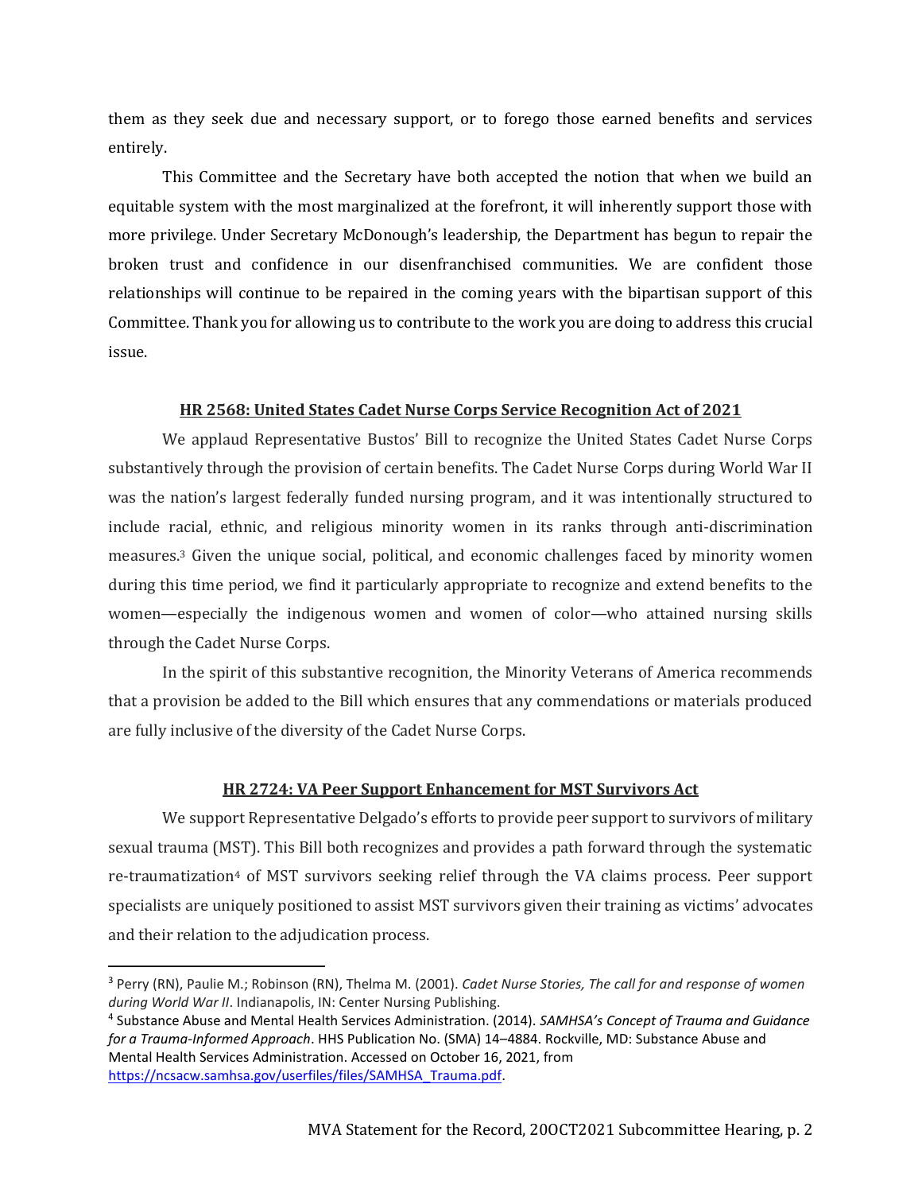them as they seek due and necessary support, or to forego those earned benefits and services entirely.

This Committee and the Secretary have both accepted the notion that when we build an equitable system with the most marginalized at the forefront, it will inherently support those with more privilege. Under Secretary McDonough's leadership, the Department has begun to repair the broken trust and confidence in our disenfranchised communities. We are confident those relationships will continue to be repaired in the coming years with the bipartisan support of this Committee. Thank you for allowing us to contribute to the work you are doing to address this crucial issue.

## HR 2568: United States Cadet Nurse Corps Service Recognition Act of 2021

We applaud Representative Bustos' Bill to recognize the United States Cadet Nurse Corps substantively through the provision of certain benefits. The Cadet Nurse Corps during World War II was the nation's largest federally funded nursing program, and it was intentionally structured to include racial, ethnic, and religious minority women in its ranks through anti-discrimination measures.[3] Given the unique social, political, and economic challenges faced by minority women during this time period, we find it particularly appropriate to recognize and extend benefits to the women—especially the indigenous women and women of color—who attained nursing skills through the Cadet Nurse Corps.

In the spirit of this substantive recognition, the Minority Veterans of America recommends that a provision be added to the Bill which ensures that any commendations or materials produced are fully inclusive of the diversity of the Cadet Nurse Corps.

## HR 2724: VA Peer Support Enhancement for MST Survivors Act

We support Representative Delgado's efforts to provide peer support to survivors of military sexual trauma (MST). This Bill both recognizes and provides a path forward through the systematic re-traumatization[4] of MST survivors seeking relief through the VA claims process. Peer support specialists are uniquely positioned to assist MST survivors given their training as victims' advocates and their relation to the adjudication process.

---

[3] Perry (RN), Paulie M.; Robinson (RN), Thelma M. (2001). *Cadet Nurse Stories, The call for and response of women during World War II*. Indianapolis, IN: Center Nursing Publishing.

[4] Substance Abuse and Mental Health Services Administration. (2014). *SAMHSA's Concept of Trauma and Guidance for a Trauma-Informed Approach*. HHS Publication No. (SMA) 14–4884. Rockville, MD: Substance Abuse and Mental Health Services Administration. Accessed on October 16, 2021, from https://ncsacw.samhsa.gov/userfiles/files/SAMHSA_Trauma.pdf.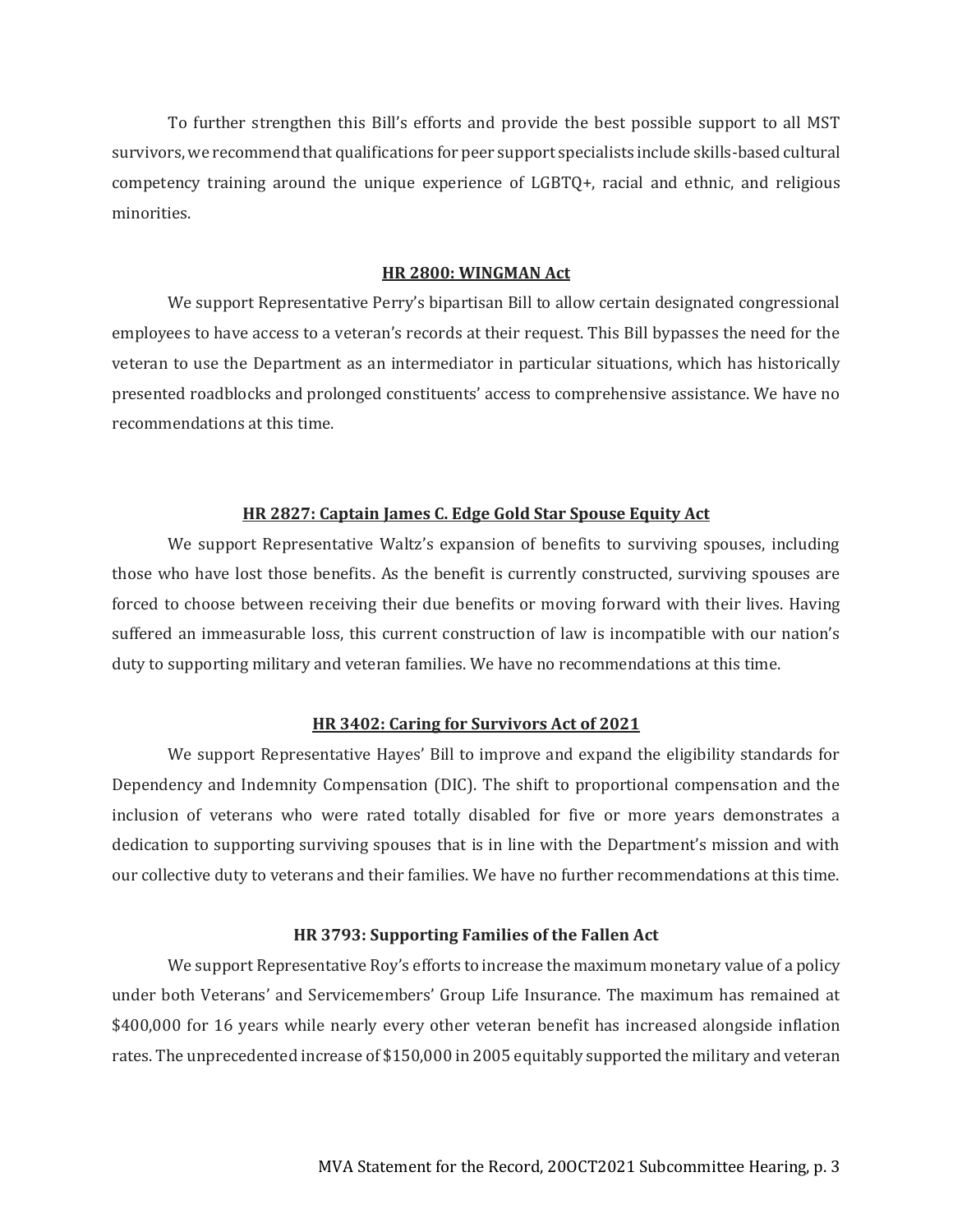To further strengthen this Bill's efforts and provide the best possible support to all MST survivors, we recommend that qualifications for peer support specialists include skills-based cultural competency training around the unique experience of LGBTQ+, racial and ethnic, and religious minorities.

### HR 2800: WINGMAN Act

We support Representative Perry's bipartisan Bill to allow certain designated congressional employees to have access to a veteran's records at their request. This Bill bypasses the need for the veteran to use the Department as an intermediator in particular situations, which has historically presented roadblocks and prolonged constituents' access to comprehensive assistance. We have no recommendations at this time.

### HR 2827: Captain James C. Edge Gold Star Spouse Equity Act

We support Representative Waltz's expansion of benefits to surviving spouses, including those who have lost those benefits. As the benefit is currently constructed, surviving spouses are forced to choose between receiving their due benefits or moving forward with their lives. Having suffered an immeasurable loss, this current construction of law is incompatible with our nation's duty to supporting military and veteran families. We have no recommendations at this time.

### HR 3402: Caring for Survivors Act of 2021

We support Representative Hayes' Bill to improve and expand the eligibility standards for Dependency and Indemnity Compensation (DIC). The shift to proportional compensation and the inclusion of veterans who were rated totally disabled for five or more years demonstrates a dedication to supporting surviving spouses that is in line with the Department's mission and with our collective duty to veterans and their families. We have no further recommendations at this time.

### HR 3793: Supporting Families of the Fallen Act

We support Representative Roy's efforts to increase the maximum monetary value of a policy under both Veterans' and Servicemembers' Group Life Insurance. The maximum has remained at $400,000 for 16 years while nearly every other veteran benefit has increased alongside inflation rates. The unprecedented increase of $150,000 in 2005 equitably supported the military and veteran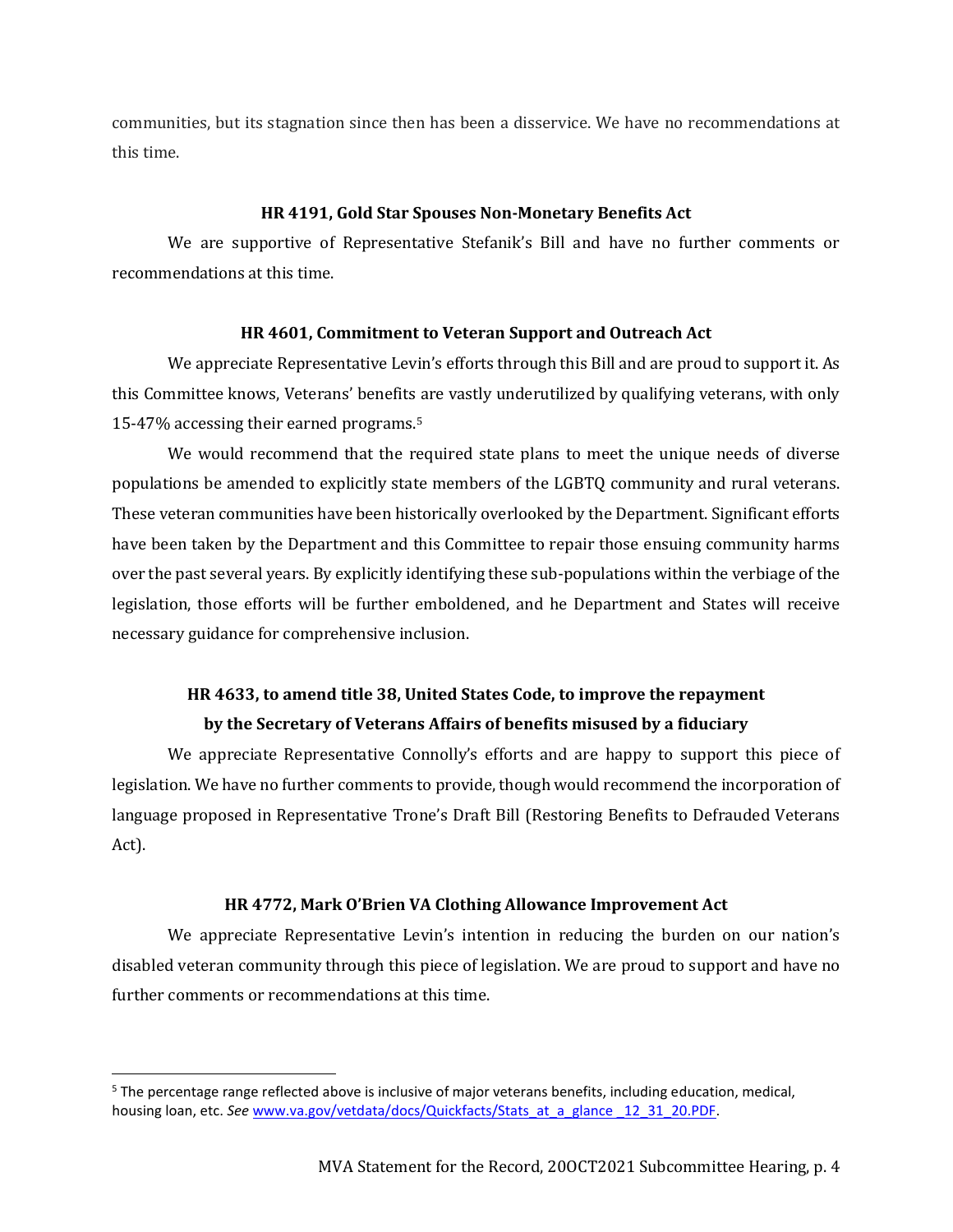communities, but its stagnation since then has been a disservice. We have no recommendations at this time.

**HR 4191, Gold Star Spouses Non-Monetary Benefits Act**

We are supportive of Representative Stefanik's Bill and have no further comments or recommendations at this time.

**HR 4601, Commitment to Veteran Support and Outreach Act**

We appreciate Representative Levin's efforts through this Bill and are proud to support it. As this Committee knows, Veterans' benefits are vastly underutilized by qualifying veterans, with only 15-47% accessing their earned programs.[5]

We would recommend that the required state plans to meet the unique needs of diverse populations be amended to explicitly state members of the LGBTQ community and rural veterans. These veteran communities have been historically overlooked by the Department. Significant efforts have been taken by the Department and this Committee to repair those ensuing community harms over the past several years. By explicitly identifying these sub-populations within the verbiage of the legislation, those efforts will be further emboldened, and he Department and States will receive necessary guidance for comprehensive inclusion.

**HR 4633, to amend title 38, United States Code, to improve the repayment by the Secretary of Veterans Affairs of benefits misused by a fiduciary**

We appreciate Representative Connolly's efforts and are happy to support this piece of legislation. We have no further comments to provide, though would recommend the incorporation of language proposed in Representative Trone's Draft Bill (Restoring Benefits to Defrauded Veterans Act).

**HR 4772, Mark O'Brien VA Clothing Allowance Improvement Act**

We appreciate Representative Levin's intention in reducing the burden on our nation's disabled veteran community through this piece of legislation. We are proud to support and have no further comments or recommendations at this time.

---

[5] The percentage range reflected above is inclusive of major veterans benefits, including education, medical, housing loan, etc. *See* www.va.gov/vetdata/docs/Quickfacts/Stats_at_a_glance _12_31_20.PDF.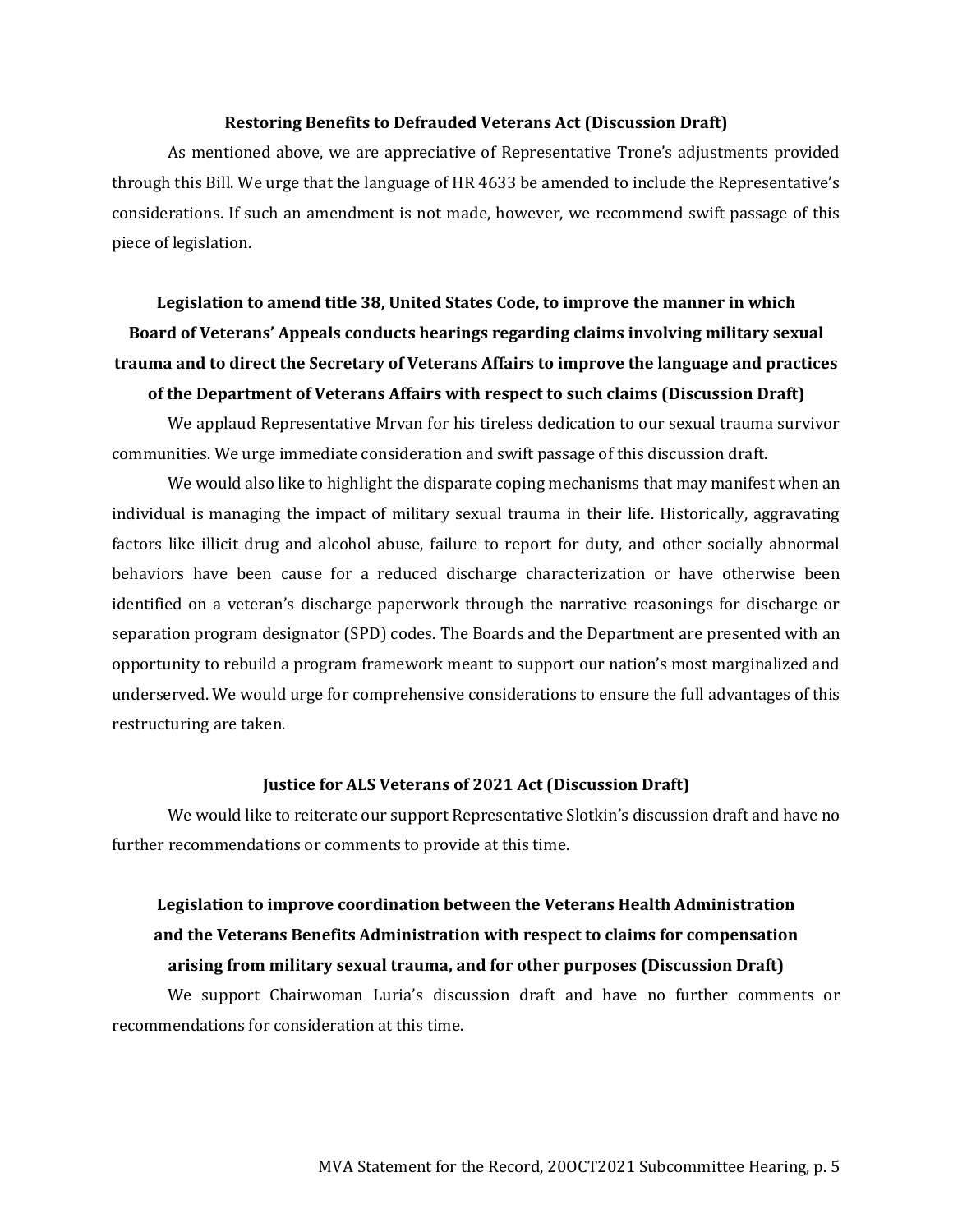**Restoring Benefits to Defrauded Veterans Act (Discussion Draft)**

As mentioned above, we are appreciative of Representative Trone's adjustments provided through this Bill. We urge that the language of HR 4633 be amended to include the Representative's considerations. If such an amendment is not made, however, we recommend swift passage of this piece of legislation.

**Legislation to amend title 38, United States Code, to improve the manner in which Board of Veterans' Appeals conducts hearings regarding claims involving military sexual trauma and to direct the Secretary of Veterans Affairs to improve the language and practices of the Department of Veterans Affairs with respect to such claims (Discussion Draft)**

We applaud Representative Mrvan for his tireless dedication to our sexual trauma survivor communities. We urge immediate consideration and swift passage of this discussion draft.

We would also like to highlight the disparate coping mechanisms that may manifest when an individual is managing the impact of military sexual trauma in their life. Historically, aggravating factors like illicit drug and alcohol abuse, failure to report for duty, and other socially abnormal behaviors have been cause for a reduced discharge characterization or have otherwise been identified on a veteran's discharge paperwork through the narrative reasonings for discharge or separation program designator (SPD) codes. The Boards and the Department are presented with an opportunity to rebuild a program framework meant to support our nation's most marginalized and underserved. We would urge for comprehensive considerations to ensure the full advantages of this restructuring are taken.

**Justice for ALS Veterans of 2021 Act (Discussion Draft)**

We would like to reiterate our support Representative Slotkin's discussion draft and have no further recommendations or comments to provide at this time.

**Legislation to improve coordination between the Veterans Health Administration and the Veterans Benefits Administration with respect to claims for compensation arising from military sexual trauma, and for other purposes (Discussion Draft)**

We support Chairwoman Luria's discussion draft and have no further comments or recommendations for consideration at this time.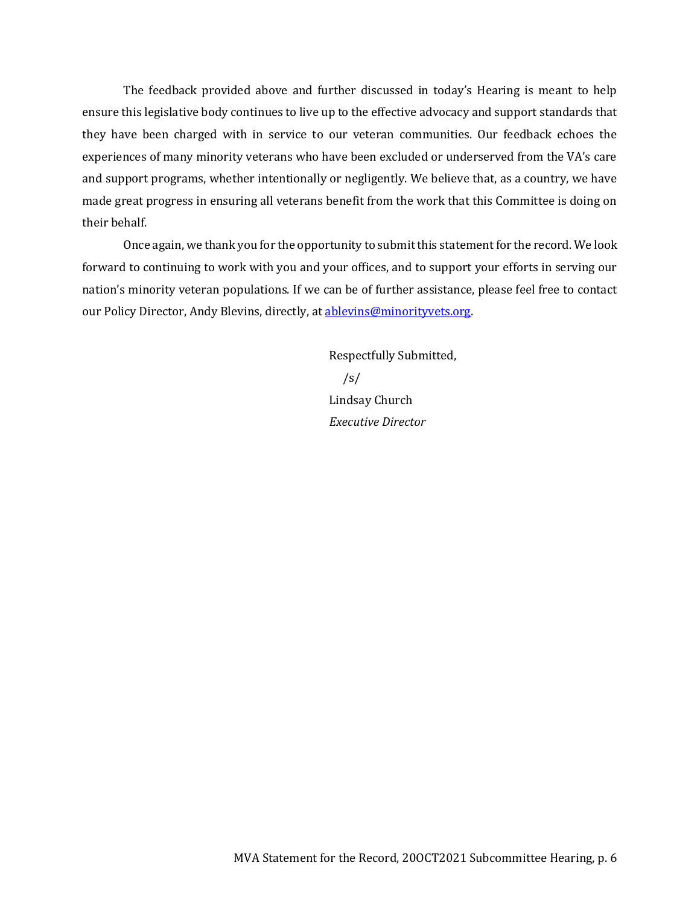The feedback provided above and further discussed in today's Hearing is meant to help ensure this legislative body continues to live up to the effective advocacy and support standards that they have been charged with in service to our veteran communities. Our feedback echoes the experiences of many minority veterans who have been excluded or underserved from the VA's care and support programs, whether intentionally or negligently. We believe that, as a country, we have made great progress in ensuring all veterans benefit from the work that this Committee is doing on their behalf.

Once again, we thank you for the opportunity to submit this statement for the record. We look forward to continuing to work with you and your offices, and to support your efforts in serving our nation's minority veteran populations. If we can be of further assistance, please feel free to contact our Policy Director, Andy Blevins, directly, at [ablevins@minorityvets.org](mailto:ablevins@minorityvets.org).

Respectfully Submitted,

/s/

Lindsay Church

*Executive Director*